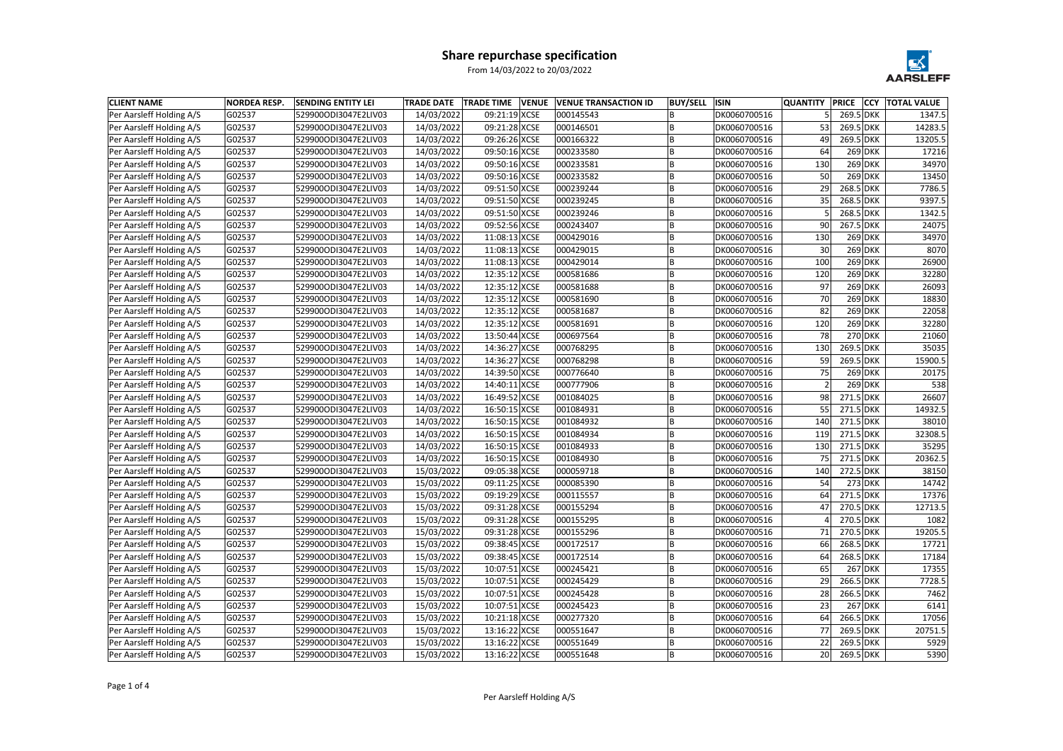# Share repurchase specification

From 14/03/2022 to 20/03/2022

| CLIENT NAME | NORDEA RESP. | SENDING ENTITY LEI | TRADE DATE | TRADE TIME | VENUE | VENUE TRANSACTION ID | BUY/SELL | ISIN | QUANTITY | PRICE | CCY | TOTAL VALUE |
|---|---|---|---|---|---|---|---|---|---|---|---|---|
| Per Aarsleff Holding A/S | G02537 | 529900ODI3047E2LIV03 | 14/03/2022 | 09:21:19 | XCSE | 000145543 | B | DK0060700516 | 5 | 269.5 | DKK | 1347.5 |
| Per Aarsleff Holding A/S | G02537 | 529900ODI3047E2LIV03 | 14/03/2022 | 09:21:28 | XCSE | 000146501 | B | DK0060700516 | 53 | 269.5 | DKK | 14283.5 |
| Per Aarsleff Holding A/S | G02537 | 529900ODI3047E2LIV03 | 14/03/2022 | 09:26:26 | XCSE | 000166322 | B | DK0060700516 | 49 | 269.5 | DKK | 13205.5 |
| Per Aarsleff Holding A/S | G02537 | 529900ODI3047E2LIV03 | 14/03/2022 | 09:50:16 | XCSE | 000233580 | B | DK0060700516 | 64 | 269 | DKK | 17216 |
| Per Aarsleff Holding A/S | G02537 | 529900ODI3047E2LIV03 | 14/03/2022 | 09:50:16 | XCSE | 000233581 | B | DK0060700516 | 130 | 269 | DKK | 34970 |
| Per Aarsleff Holding A/S | G02537 | 529900ODI3047E2LIV03 | 14/03/2022 | 09:50:16 | XCSE | 000233582 | B | DK0060700516 | 50 | 269 | DKK | 13450 |
| Per Aarsleff Holding A/S | G02537 | 529900ODI3047E2LIV03 | 14/03/2022 | 09:51:50 | XCSE | 000239244 | B | DK0060700516 | 29 | 268.5 | DKK | 7786.5 |
| Per Aarsleff Holding A/S | G02537 | 529900ODI3047E2LIV03 | 14/03/2022 | 09:51:50 | XCSE | 000239245 | B | DK0060700516 | 35 | 268.5 | DKK | 9397.5 |
| Per Aarsleff Holding A/S | G02537 | 529900ODI3047E2LIV03 | 14/03/2022 | 09:51:50 | XCSE | 000239246 | B | DK0060700516 | 5 | 268.5 | DKK | 1342.5 |
| Per Aarsleff Holding A/S | G02537 | 529900ODI3047E2LIV03 | 14/03/2022 | 09:52:56 | XCSE | 000243407 | B | DK0060700516 | 90 | 267.5 | DKK | 24075 |
| Per Aarsleff Holding A/S | G02537 | 529900ODI3047E2LIV03 | 14/03/2022 | 11:08:13 | XCSE | 000429016 | B | DK0060700516 | 130 | 269 | DKK | 34970 |
| Per Aarsleff Holding A/S | G02537 | 529900ODI3047E2LIV03 | 14/03/2022 | 11:08:13 | XCSE | 000429015 | B | DK0060700516 | 30 | 269 | DKK | 8070 |
| Per Aarsleff Holding A/S | G02537 | 529900ODI3047E2LIV03 | 14/03/2022 | 11:08:13 | XCSE | 000429014 | B | DK0060700516 | 100 | 269 | DKK | 26900 |
| Per Aarsleff Holding A/S | G02537 | 529900ODI3047E2LIV03 | 14/03/2022 | 12:35:12 | XCSE | 000581686 | B | DK0060700516 | 120 | 269 | DKK | 32280 |
| Per Aarsleff Holding A/S | G02537 | 529900ODI3047E2LIV03 | 14/03/2022 | 12:35:12 | XCSE | 000581688 | B | DK0060700516 | 97 | 269 | DKK | 26093 |
| Per Aarsleff Holding A/S | G02537 | 529900ODI3047E2LIV03 | 14/03/2022 | 12:35:12 | XCSE | 000581690 | B | DK0060700516 | 70 | 269 | DKK | 18830 |
| Per Aarsleff Holding A/S | G02537 | 529900ODI3047E2LIV03 | 14/03/2022 | 12:35:12 | XCSE | 000581687 | B | DK0060700516 | 82 | 269 | DKK | 22058 |
| Per Aarsleff Holding A/S | G02537 | 529900ODI3047E2LIV03 | 14/03/2022 | 12:35:12 | XCSE | 000581691 | B | DK0060700516 | 120 | 269 | DKK | 32280 |
| Per Aarsleff Holding A/S | G02537 | 529900ODI3047E2LIV03 | 14/03/2022 | 13:50:44 | XCSE | 000697564 | B | DK0060700516 | 78 | 270 | DKK | 21060 |
| Per Aarsleff Holding A/S | G02537 | 529900ODI3047E2LIV03 | 14/03/2022 | 14:36:27 | XCSE | 000768295 | B | DK0060700516 | 130 | 269.5 | DKK | 35035 |
| Per Aarsleff Holding A/S | G02537 | 529900ODI3047E2LIV03 | 14/03/2022 | 14:36:27 | XCSE | 000768298 | B | DK0060700516 | 59 | 269.5 | DKK | 15900.5 |
| Per Aarsleff Holding A/S | G02537 | 529900ODI3047E2LIV03 | 14/03/2022 | 14:39:50 | XCSE | 000776640 | B | DK0060700516 | 75 | 269 | DKK | 20175 |
| Per Aarsleff Holding A/S | G02537 | 529900ODI3047E2LIV03 | 14/03/2022 | 14:40:11 | XCSE | 000777906 | B | DK0060700516 | 2 | 269 | DKK | 538 |
| Per Aarsleff Holding A/S | G02537 | 529900ODI3047E2LIV03 | 14/03/2022 | 16:49:52 | XCSE | 001084025 | B | DK0060700516 | 98 | 271.5 | DKK | 26607 |
| Per Aarsleff Holding A/S | G02537 | 529900ODI3047E2LIV03 | 14/03/2022 | 16:50:15 | XCSE | 001084931 | B | DK0060700516 | 55 | 271.5 | DKK | 14932.5 |
| Per Aarsleff Holding A/S | G02537 | 529900ODI3047E2LIV03 | 14/03/2022 | 16:50:15 | XCSE | 001084932 | B | DK0060700516 | 140 | 271.5 | DKK | 38010 |
| Per Aarsleff Holding A/S | G02537 | 529900ODI3047E2LIV03 | 14/03/2022 | 16:50:15 | XCSE | 001084934 | B | DK0060700516 | 119 | 271.5 | DKK | 32308.5 |
| Per Aarsleff Holding A/S | G02537 | 529900ODI3047E2LIV03 | 14/03/2022 | 16:50:15 | XCSE | 001084933 | B | DK0060700516 | 130 | 271.5 | DKK | 35295 |
| Per Aarsleff Holding A/S | G02537 | 529900ODI3047E2LIV03 | 14/03/2022 | 16:50:15 | XCSE | 001084930 | B | DK0060700516 | 75 | 271.5 | DKK | 20362.5 |
| Per Aarsleff Holding A/S | G02537 | 529900ODI3047E2LIV03 | 15/03/2022 | 09:05:38 | XCSE | 000059718 | B | DK0060700516 | 140 | 272.5 | DKK | 38150 |
| Per Aarsleff Holding A/S | G02537 | 529900ODI3047E2LIV03 | 15/03/2022 | 09:11:25 | XCSE | 000085390 | B | DK0060700516 | 54 | 273 | DKK | 14742 |
| Per Aarsleff Holding A/S | G02537 | 529900ODI3047E2LIV03 | 15/03/2022 | 09:19:29 | XCSE | 000115557 | B | DK0060700516 | 64 | 271.5 | DKK | 17376 |
| Per Aarsleff Holding A/S | G02537 | 529900ODI3047E2LIV03 | 15/03/2022 | 09:31:28 | XCSE | 000155294 | B | DK0060700516 | 47 | 270.5 | DKK | 12713.5 |
| Per Aarsleff Holding A/S | G02537 | 529900ODI3047E2LIV03 | 15/03/2022 | 09:31:28 | XCSE | 000155295 | B | DK0060700516 | 4 | 270.5 | DKK | 1082 |
| Per Aarsleff Holding A/S | G02537 | 529900ODI3047E2LIV03 | 15/03/2022 | 09:31:28 | XCSE | 000155296 | B | DK0060700516 | 71 | 270.5 | DKK | 19205.5 |
| Per Aarsleff Holding A/S | G02537 | 529900ODI3047E2LIV03 | 15/03/2022 | 09:38:45 | XCSE | 000172517 | B | DK0060700516 | 66 | 268.5 | DKK | 17721 |
| Per Aarsleff Holding A/S | G02537 | 529900ODI3047E2LIV03 | 15/03/2022 | 09:38:45 | XCSE | 000172514 | B | DK0060700516 | 64 | 268.5 | DKK | 17184 |
| Per Aarsleff Holding A/S | G02537 | 529900ODI3047E2LIV03 | 15/03/2022 | 10:07:51 | XCSE | 000245421 | B | DK0060700516 | 65 | 267 | DKK | 17355 |
| Per Aarsleff Holding A/S | G02537 | 529900ODI3047E2LIV03 | 15/03/2022 | 10:07:51 | XCSE | 000245429 | B | DK0060700516 | 29 | 266.5 | DKK | 7728.5 |
| Per Aarsleff Holding A/S | G02537 | 529900ODI3047E2LIV03 | 15/03/2022 | 10:07:51 | XCSE | 000245428 | B | DK0060700516 | 28 | 266.5 | DKK | 7462 |
| Per Aarsleff Holding A/S | G02537 | 529900ODI3047E2LIV03 | 15/03/2022 | 10:07:51 | XCSE | 000245423 | B | DK0060700516 | 23 | 267 | DKK | 6141 |
| Per Aarsleff Holding A/S | G02537 | 529900ODI3047E2LIV03 | 15/03/2022 | 10:21:18 | XCSE | 000277320 | B | DK0060700516 | 64 | 266.5 | DKK | 17056 |
| Per Aarsleff Holding A/S | G02537 | 529900ODI3047E2LIV03 | 15/03/2022 | 13:16:22 | XCSE | 000551647 | B | DK0060700516 | 77 | 269.5 | DKK | 20751.5 |
| Per Aarsleff Holding A/S | G02537 | 529900ODI3047E2LIV03 | 15/03/2022 | 13:16:22 | XCSE | 000551649 | B | DK0060700516 | 22 | 269.5 | DKK | 5929 |
| Per Aarsleff Holding A/S | G02537 | 529900ODI3047E2LIV03 | 15/03/2022 | 13:16:22 | XCSE | 000551648 | B | DK0060700516 | 20 | 269.5 | DKK | 5390 |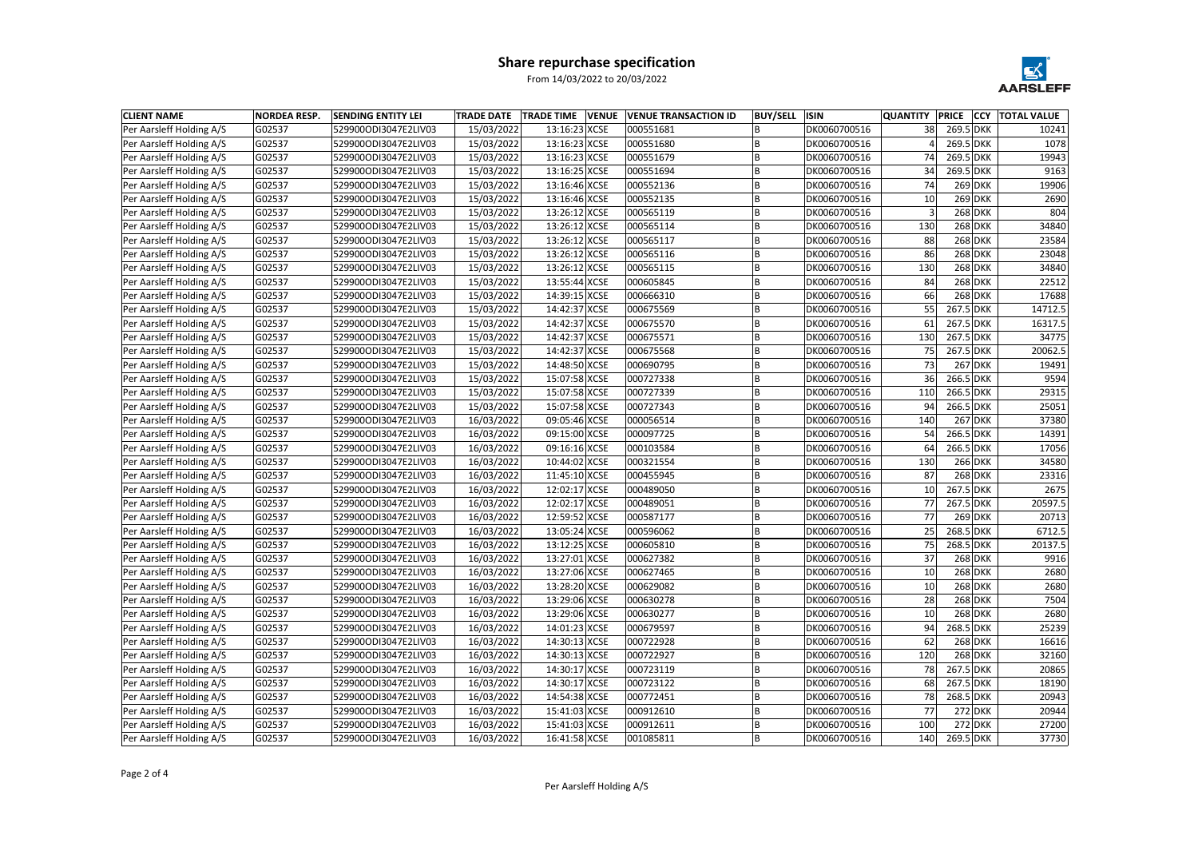# Share repurchase specification

From 14/03/2022 to 20/03/2022

AARSLEFF

| CLIENT NAME | NORDEA RESP. | SENDING ENTITY LEI | TRADE DATE | TRADE TIME | VENUE | VENUE TRANSACTION ID | BUY/SELL | ISIN | QUANTITY | PRICE | CCY | TOTAL VALUE |
|---|---|---|---|---|---|---|---|---|---|---|---|---|
| Per Aarsleff Holding A/S | G02537 | 529900ODI3047E2LIV03 | 15/03/2022 | 13:16:23 | XCSE | 000551681 | B | DK0060700516 | 38 | 269.5 | DKK | 10241 |
| Per Aarsleff Holding A/S | G02537 | 529900ODI3047E2LIV03 | 15/03/2022 | 13:16:23 | XCSE | 000551680 | B | DK0060700516 | 4 | 269.5 | DKK | 1078 |
| Per Aarsleff Holding A/S | G02537 | 529900ODI3047E2LIV03 | 15/03/2022 | 13:16:23 | XCSE | 000551679 | B | DK0060700516 | 74 | 269.5 | DKK | 19943 |
| Per Aarsleff Holding A/S | G02537 | 529900ODI3047E2LIV03 | 15/03/2022 | 13:16:25 | XCSE | 000551694 | B | DK0060700516 | 34 | 269.5 | DKK | 9163 |
| Per Aarsleff Holding A/S | G02537 | 529900ODI3047E2LIV03 | 15/03/2022 | 13:16:46 | XCSE | 000552136 | B | DK0060700516 | 74 | 269 | DKK | 19906 |
| Per Aarsleff Holding A/S | G02537 | 529900ODI3047E2LIV03 | 15/03/2022 | 13:16:46 | XCSE | 000552135 | B | DK0060700516 | 10 | 269 | DKK | 2690 |
| Per Aarsleff Holding A/S | G02537 | 529900ODI3047E2LIV03 | 15/03/2022 | 13:26:12 | XCSE | 000565119 | B | DK0060700516 | 3 | 268 | DKK | 804 |
| Per Aarsleff Holding A/S | G02537 | 529900ODI3047E2LIV03 | 15/03/2022 | 13:26:12 | XCSE | 000565114 | B | DK0060700516 | 130 | 268 | DKK | 34840 |
| Per Aarsleff Holding A/S | G02537 | 529900ODI3047E2LIV03 | 15/03/2022 | 13:26:12 | XCSE | 000565117 | B | DK0060700516 | 88 | 268 | DKK | 23584 |
| Per Aarsleff Holding A/S | G02537 | 529900ODI3047E2LIV03 | 15/03/2022 | 13:26:12 | XCSE | 000565116 | B | DK0060700516 | 86 | 268 | DKK | 23048 |
| Per Aarsleff Holding A/S | G02537 | 529900ODI3047E2LIV03 | 15/03/2022 | 13:26:12 | XCSE | 000565115 | B | DK0060700516 | 130 | 268 | DKK | 34840 |
| Per Aarsleff Holding A/S | G02537 | 529900ODI3047E2LIV03 | 15/03/2022 | 13:55:44 | XCSE | 000605845 | B | DK0060700516 | 84 | 268 | DKK | 22512 |
| Per Aarsleff Holding A/S | G02537 | 529900ODI3047E2LIV03 | 15/03/2022 | 14:39:15 | XCSE | 000666310 | B | DK0060700516 | 66 | 268 | DKK | 17688 |
| Per Aarsleff Holding A/S | G02537 | 529900ODI3047E2LIV03 | 15/03/2022 | 14:42:37 | XCSE | 000675569 | B | DK0060700516 | 55 | 267.5 | DKK | 14712.5 |
| Per Aarsleff Holding A/S | G02537 | 529900ODI3047E2LIV03 | 15/03/2022 | 14:42:37 | XCSE | 000675570 | B | DK0060700516 | 61 | 267.5 | DKK | 16317.5 |
| Per Aarsleff Holding A/S | G02537 | 529900ODI3047E2LIV03 | 15/03/2022 | 14:42:37 | XCSE | 000675571 | B | DK0060700516 | 130 | 267.5 | DKK | 34775 |
| Per Aarsleff Holding A/S | G02537 | 529900ODI3047E2LIV03 | 15/03/2022 | 14:42:37 | XCSE | 000675568 | B | DK0060700516 | 75 | 267.5 | DKK | 20062.5 |
| Per Aarsleff Holding A/S | G02537 | 529900ODI3047E2LIV03 | 15/03/2022 | 14:48:50 | XCSE | 000690795 | B | DK0060700516 | 73 | 267 | DKK | 19491 |
| Per Aarsleff Holding A/S | G02537 | 529900ODI3047E2LIV03 | 15/03/2022 | 15:07:58 | XCSE | 000727338 | B | DK0060700516 | 36 | 266.5 | DKK | 9594 |
| Per Aarsleff Holding A/S | G02537 | 529900ODI3047E2LIV03 | 15/03/2022 | 15:07:58 | XCSE | 000727339 | B | DK0060700516 | 110 | 266.5 | DKK | 29315 |
| Per Aarsleff Holding A/S | G02537 | 529900ODI3047E2LIV03 | 15/03/2022 | 15:07:58 | XCSE | 000727343 | B | DK0060700516 | 94 | 266.5 | DKK | 25051 |
| Per Aarsleff Holding A/S | G02537 | 529900ODI3047E2LIV03 | 16/03/2022 | 09:05:46 | XCSE | 000056514 | B | DK0060700516 | 140 | 267 | DKK | 37380 |
| Per Aarsleff Holding A/S | G02537 | 529900ODI3047E2LIV03 | 16/03/2022 | 09:15:00 | XCSE | 000097725 | B | DK0060700516 | 54 | 266.5 | DKK | 14391 |
| Per Aarsleff Holding A/S | G02537 | 529900ODI3047E2LIV03 | 16/03/2022 | 09:16:16 | XCSE | 000103584 | B | DK0060700516 | 64 | 266.5 | DKK | 17056 |
| Per Aarsleff Holding A/S | G02537 | 529900ODI3047E2LIV03 | 16/03/2022 | 10:44:02 | XCSE | 000321554 | B | DK0060700516 | 130 | 266 | DKK | 34580 |
| Per Aarsleff Holding A/S | G02537 | 529900ODI3047E2LIV03 | 16/03/2022 | 11:45:10 | XCSE | 000455945 | B | DK0060700516 | 87 | 268 | DKK | 23316 |
| Per Aarsleff Holding A/S | G02537 | 529900ODI3047E2LIV03 | 16/03/2022 | 12:02:17 | XCSE | 000489050 | B | DK0060700516 | 10 | 267.5 | DKK | 2675 |
| Per Aarsleff Holding A/S | G02537 | 529900ODI3047E2LIV03 | 16/03/2022 | 12:02:17 | XCSE | 000489051 | B | DK0060700516 | 77 | 267.5 | DKK | 20597.5 |
| Per Aarsleff Holding A/S | G02537 | 529900ODI3047E2LIV03 | 16/03/2022 | 12:59:52 | XCSE | 000587177 | B | DK0060700516 | 77 | 269 | DKK | 20713 |
| Per Aarsleff Holding A/S | G02537 | 529900ODI3047E2LIV03 | 16/03/2022 | 13:05:24 | XCSE | 000596062 | B | DK0060700516 | 25 | 268.5 | DKK | 6712.5 |
| Per Aarsleff Holding A/S | G02537 | 529900ODI3047E2LIV03 | 16/03/2022 | 13:12:25 | XCSE | 000605810 | B | DK0060700516 | 75 | 268.5 | DKK | 20137.5 |
| Per Aarsleff Holding A/S | G02537 | 529900ODI3047E2LIV03 | 16/03/2022 | 13:27:01 | XCSE | 000627382 | B | DK0060700516 | 37 | 268 | DKK | 9916 |
| Per Aarsleff Holding A/S | G02537 | 529900ODI3047E2LIV03 | 16/03/2022 | 13:27:06 | XCSE | 000627465 | B | DK0060700516 | 10 | 268 | DKK | 2680 |
| Per Aarsleff Holding A/S | G02537 | 529900ODI3047E2LIV03 | 16/03/2022 | 13:28:20 | XCSE | 000629082 | B | DK0060700516 | 10 | 268 | DKK | 2680 |
| Per Aarsleff Holding A/S | G02537 | 529900ODI3047E2LIV03 | 16/03/2022 | 13:29:06 | XCSE | 000630278 | B | DK0060700516 | 28 | 268 | DKK | 7504 |
| Per Aarsleff Holding A/S | G02537 | 529900ODI3047E2LIV03 | 16/03/2022 | 13:29:06 | XCSE | 000630277 | B | DK0060700516 | 10 | 268 | DKK | 2680 |
| Per Aarsleff Holding A/S | G02537 | 529900ODI3047E2LIV03 | 16/03/2022 | 14:01:23 | XCSE | 000679597 | B | DK0060700516 | 94 | 268.5 | DKK | 25239 |
| Per Aarsleff Holding A/S | G02537 | 529900ODI3047E2LIV03 | 16/03/2022 | 14:30:13 | XCSE | 000722928 | B | DK0060700516 | 62 | 268 | DKK | 16616 |
| Per Aarsleff Holding A/S | G02537 | 529900ODI3047E2LIV03 | 16/03/2022 | 14:30:13 | XCSE | 000722927 | B | DK0060700516 | 120 | 268 | DKK | 32160 |
| Per Aarsleff Holding A/S | G02537 | 529900ODI3047E2LIV03 | 16/03/2022 | 14:30:17 | XCSE | 000723119 | B | DK0060700516 | 78 | 267.5 | DKK | 20865 |
| Per Aarsleff Holding A/S | G02537 | 529900ODI3047E2LIV03 | 16/03/2022 | 14:30:17 | XCSE | 000723122 | B | DK0060700516 | 68 | 267.5 | DKK | 18190 |
| Per Aarsleff Holding A/S | G02537 | 529900ODI3047E2LIV03 | 16/03/2022 | 14:54:38 | XCSE | 000772451 | B | DK0060700516 | 78 | 268.5 | DKK | 20943 |
| Per Aarsleff Holding A/S | G02537 | 529900ODI3047E2LIV03 | 16/03/2022 | 15:41:03 | XCSE | 000912610 | B | DK0060700516 | 77 | 272 | DKK | 20944 |
| Per Aarsleff Holding A/S | G02537 | 529900ODI3047E2LIV03 | 16/03/2022 | 15:41:03 | XCSE | 000912611 | B | DK0060700516 | 100 | 272 | DKK | 27200 |
| Per Aarsleff Holding A/S | G02537 | 529900ODI3047E2LIV03 | 16/03/2022 | 16:41:58 | XCSE | 001085811 | B | DK0060700516 | 140 | 269.5 | DKK | 37730 |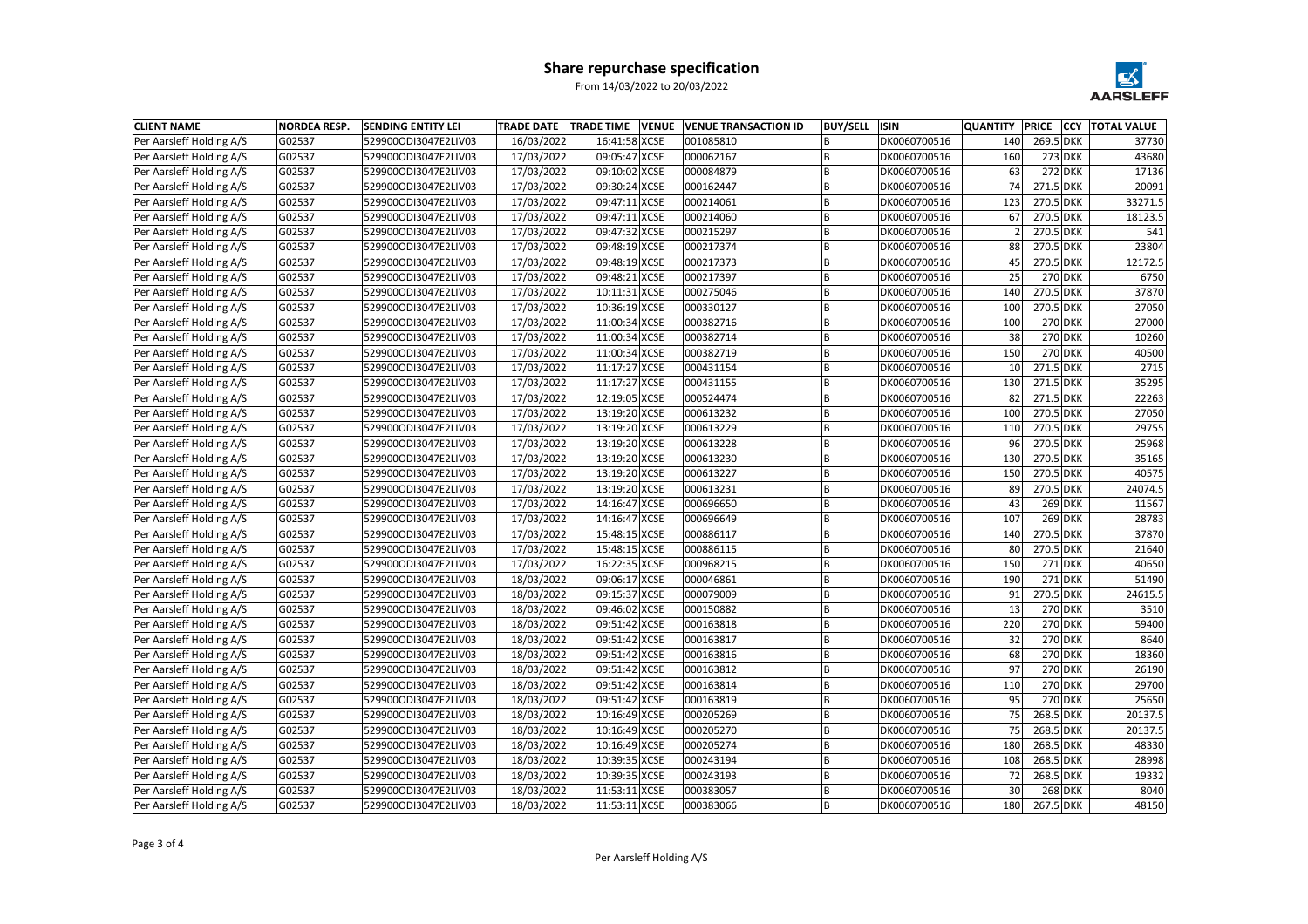# Share repurchase specification

From 14/03/2022 to 20/03/2022

| CLIENT NAME | NORDEA RESP. | SENDING ENTITY LEI | TRADE DATE | TRADE TIME | VENUE | VENUE TRANSACTION ID | BUY/SELL | ISIN | QUANTITY | PRICE | CCY | TOTAL VALUE |
|---|---|---|---|---|---|---|---|---|---|---|---|---|
| Per Aarsleff Holding A/S | G02537 | 529900ODI3047E2LIV03 | 16/03/2022 | 16:41:58 | XCSE | 001085810 | B | DK0060700516 | 140 | 269.5 | DKK | 37730 |
| Per Aarsleff Holding A/S | G02537 | 529900ODI3047E2LIV03 | 17/03/2022 | 09:05:47 | XCSE | 000062167 | B | DK0060700516 | 160 | 273 | DKK | 43680 |
| Per Aarsleff Holding A/S | G02537 | 529900ODI3047E2LIV03 | 17/03/2022 | 09:10:02 | XCSE | 000084879 | B | DK0060700516 | 63 | 272 | DKK | 17136 |
| Per Aarsleff Holding A/S | G02537 | 529900ODI3047E2LIV03 | 17/03/2022 | 09:30:24 | XCSE | 000162447 | B | DK0060700516 | 74 | 271.5 | DKK | 20091 |
| Per Aarsleff Holding A/S | G02537 | 529900ODI3047E2LIV03 | 17/03/2022 | 09:47:11 | XCSE | 000214061 | B | DK0060700516 | 123 | 270.5 | DKK | 33271.5 |
| Per Aarsleff Holding A/S | G02537 | 529900ODI3047E2LIV03 | 17/03/2022 | 09:47:11 | XCSE | 000214060 | B | DK0060700516 | 67 | 270.5 | DKK | 18123.5 |
| Per Aarsleff Holding A/S | G02537 | 529900ODI3047E2LIV03 | 17/03/2022 | 09:47:32 | XCSE | 000215297 | B | DK0060700516 | 2 | 270.5 | DKK | 541 |
| Per Aarsleff Holding A/S | G02537 | 529900ODI3047E2LIV03 | 17/03/2022 | 09:48:19 | XCSE | 000217374 | B | DK0060700516 | 88 | 270.5 | DKK | 23804 |
| Per Aarsleff Holding A/S | G02537 | 529900ODI3047E2LIV03 | 17/03/2022 | 09:48:19 | XCSE | 000217373 | B | DK0060700516 | 45 | 270.5 | DKK | 12172.5 |
| Per Aarsleff Holding A/S | G02537 | 529900ODI3047E2LIV03 | 17/03/2022 | 09:48:21 | XCSE | 000217397 | B | DK0060700516 | 25 | 270 | DKK | 6750 |
| Per Aarsleff Holding A/S | G02537 | 529900ODI3047E2LIV03 | 17/03/2022 | 10:11:31 | XCSE | 000275046 | B | DK0060700516 | 140 | 270.5 | DKK | 37870 |
| Per Aarsleff Holding A/S | G02537 | 529900ODI3047E2LIV03 | 17/03/2022 | 10:36:19 | XCSE | 000330127 | B | DK0060700516 | 100 | 270.5 | DKK | 27050 |
| Per Aarsleff Holding A/S | G02537 | 529900ODI3047E2LIV03 | 17/03/2022 | 11:00:34 | XCSE | 000382716 | B | DK0060700516 | 100 | 270 | DKK | 27000 |
| Per Aarsleff Holding A/S | G02537 | 529900ODI3047E2LIV03 | 17/03/2022 | 11:00:34 | XCSE | 000382714 | B | DK0060700516 | 38 | 270 | DKK | 10260 |
| Per Aarsleff Holding A/S | G02537 | 529900ODI3047E2LIV03 | 17/03/2022 | 11:00:34 | XCSE | 000382719 | B | DK0060700516 | 150 | 270 | DKK | 40500 |
| Per Aarsleff Holding A/S | G02537 | 529900ODI3047E2LIV03 | 17/03/2022 | 11:17:27 | XCSE | 000431154 | B | DK0060700516 | 10 | 271.5 | DKK | 2715 |
| Per Aarsleff Holding A/S | G02537 | 529900ODI3047E2LIV03 | 17/03/2022 | 11:17:27 | XCSE | 000431155 | B | DK0060700516 | 130 | 271.5 | DKK | 35295 |
| Per Aarsleff Holding A/S | G02537 | 529900ODI3047E2LIV03 | 17/03/2022 | 12:19:05 | XCSE | 000524474 | B | DK0060700516 | 82 | 271.5 | DKK | 22263 |
| Per Aarsleff Holding A/S | G02537 | 529900ODI3047E2LIV03 | 17/03/2022 | 13:19:20 | XCSE | 000613232 | B | DK0060700516 | 100 | 270.5 | DKK | 27050 |
| Per Aarsleff Holding A/S | G02537 | 529900ODI3047E2LIV03 | 17/03/2022 | 13:19:20 | XCSE | 000613229 | B | DK0060700516 | 110 | 270.5 | DKK | 29755 |
| Per Aarsleff Holding A/S | G02537 | 529900ODI3047E2LIV03 | 17/03/2022 | 13:19:20 | XCSE | 000613228 | B | DK0060700516 | 96 | 270.5 | DKK | 25968 |
| Per Aarsleff Holding A/S | G02537 | 529900ODI3047E2LIV03 | 17/03/2022 | 13:19:20 | XCSE | 000613230 | B | DK0060700516 | 130 | 270.5 | DKK | 35165 |
| Per Aarsleff Holding A/S | G02537 | 529900ODI3047E2LIV03 | 17/03/2022 | 13:19:20 | XCSE | 000613227 | B | DK0060700516 | 150 | 270.5 | DKK | 40575 |
| Per Aarsleff Holding A/S | G02537 | 529900ODI3047E2LIV03 | 17/03/2022 | 13:19:20 | XCSE | 000613231 | B | DK0060700516 | 89 | 270.5 | DKK | 24074.5 |
| Per Aarsleff Holding A/S | G02537 | 529900ODI3047E2LIV03 | 17/03/2022 | 14:16:47 | XCSE | 000696650 | B | DK0060700516 | 43 | 269 | DKK | 11567 |
| Per Aarsleff Holding A/S | G02537 | 529900ODI3047E2LIV03 | 17/03/2022 | 14:16:47 | XCSE | 000696649 | B | DK0060700516 | 107 | 269 | DKK | 28783 |
| Per Aarsleff Holding A/S | G02537 | 529900ODI3047E2LIV03 | 17/03/2022 | 15:48:15 | XCSE | 000886117 | B | DK0060700516 | 140 | 270.5 | DKK | 37870 |
| Per Aarsleff Holding A/S | G02537 | 529900ODI3047E2LIV03 | 17/03/2022 | 15:48:15 | XCSE | 000886115 | B | DK0060700516 | 80 | 270.5 | DKK | 21640 |
| Per Aarsleff Holding A/S | G02537 | 529900ODI3047E2LIV03 | 17/03/2022 | 16:22:35 | XCSE | 000968215 | B | DK0060700516 | 150 | 271 | DKK | 40650 |
| Per Aarsleff Holding A/S | G02537 | 529900ODI3047E2LIV03 | 18/03/2022 | 09:06:17 | XCSE | 000046861 | B | DK0060700516 | 190 | 271 | DKK | 51490 |
| Per Aarsleff Holding A/S | G02537 | 529900ODI3047E2LIV03 | 18/03/2022 | 09:15:37 | XCSE | 000079009 | B | DK0060700516 | 91 | 270.5 | DKK | 24615.5 |
| Per Aarsleff Holding A/S | G02537 | 529900ODI3047E2LIV03 | 18/03/2022 | 09:46:02 | XCSE | 000150882 | B | DK0060700516 | 13 | 270 | DKK | 3510 |
| Per Aarsleff Holding A/S | G02537 | 529900ODI3047E2LIV03 | 18/03/2022 | 09:51:42 | XCSE | 000163818 | B | DK0060700516 | 220 | 270 | DKK | 59400 |
| Per Aarsleff Holding A/S | G02537 | 529900ODI3047E2LIV03 | 18/03/2022 | 09:51:42 | XCSE | 000163817 | B | DK0060700516 | 32 | 270 | DKK | 8640 |
| Per Aarsleff Holding A/S | G02537 | 529900ODI3047E2LIV03 | 18/03/2022 | 09:51:42 | XCSE | 000163816 | B | DK0060700516 | 68 | 270 | DKK | 18360 |
| Per Aarsleff Holding A/S | G02537 | 529900ODI3047E2LIV03 | 18/03/2022 | 09:51:42 | XCSE | 000163812 | B | DK0060700516 | 97 | 270 | DKK | 26190 |
| Per Aarsleff Holding A/S | G02537 | 529900ODI3047E2LIV03 | 18/03/2022 | 09:51:42 | XCSE | 000163814 | B | DK0060700516 | 110 | 270 | DKK | 29700 |
| Per Aarsleff Holding A/S | G02537 | 529900ODI3047E2LIV03 | 18/03/2022 | 09:51:42 | XCSE | 000163819 | B | DK0060700516 | 95 | 270 | DKK | 25650 |
| Per Aarsleff Holding A/S | G02537 | 529900ODI3047E2LIV03 | 18/03/2022 | 10:16:49 | XCSE | 000205269 | B | DK0060700516 | 75 | 268.5 | DKK | 20137.5 |
| Per Aarsleff Holding A/S | G02537 | 529900ODI3047E2LIV03 | 18/03/2022 | 10:16:49 | XCSE | 000205270 | B | DK0060700516 | 75 | 268.5 | DKK | 20137.5 |
| Per Aarsleff Holding A/S | G02537 | 529900ODI3047E2LIV03 | 18/03/2022 | 10:16:49 | XCSE | 000205274 | B | DK0060700516 | 180 | 268.5 | DKK | 48330 |
| Per Aarsleff Holding A/S | G02537 | 529900ODI3047E2LIV03 | 18/03/2022 | 10:39:35 | XCSE | 000243194 | B | DK0060700516 | 108 | 268.5 | DKK | 28998 |
| Per Aarsleff Holding A/S | G02537 | 529900ODI3047E2LIV03 | 18/03/2022 | 10:39:35 | XCSE | 000243193 | B | DK0060700516 | 72 | 268.5 | DKK | 19332 |
| Per Aarsleff Holding A/S | G02537 | 529900ODI3047E2LIV03 | 18/03/2022 | 11:53:11 | XCSE | 000383057 | B | DK0060700516 | 30 | 268 | DKK | 8040 |
| Per Aarsleff Holding A/S | G02537 | 529900ODI3047E2LIV03 | 18/03/2022 | 11:53:11 | XCSE | 000383066 | B | DK0060700516 | 180 | 267.5 | DKK | 48150 |

Per Aarsleff Holding A/S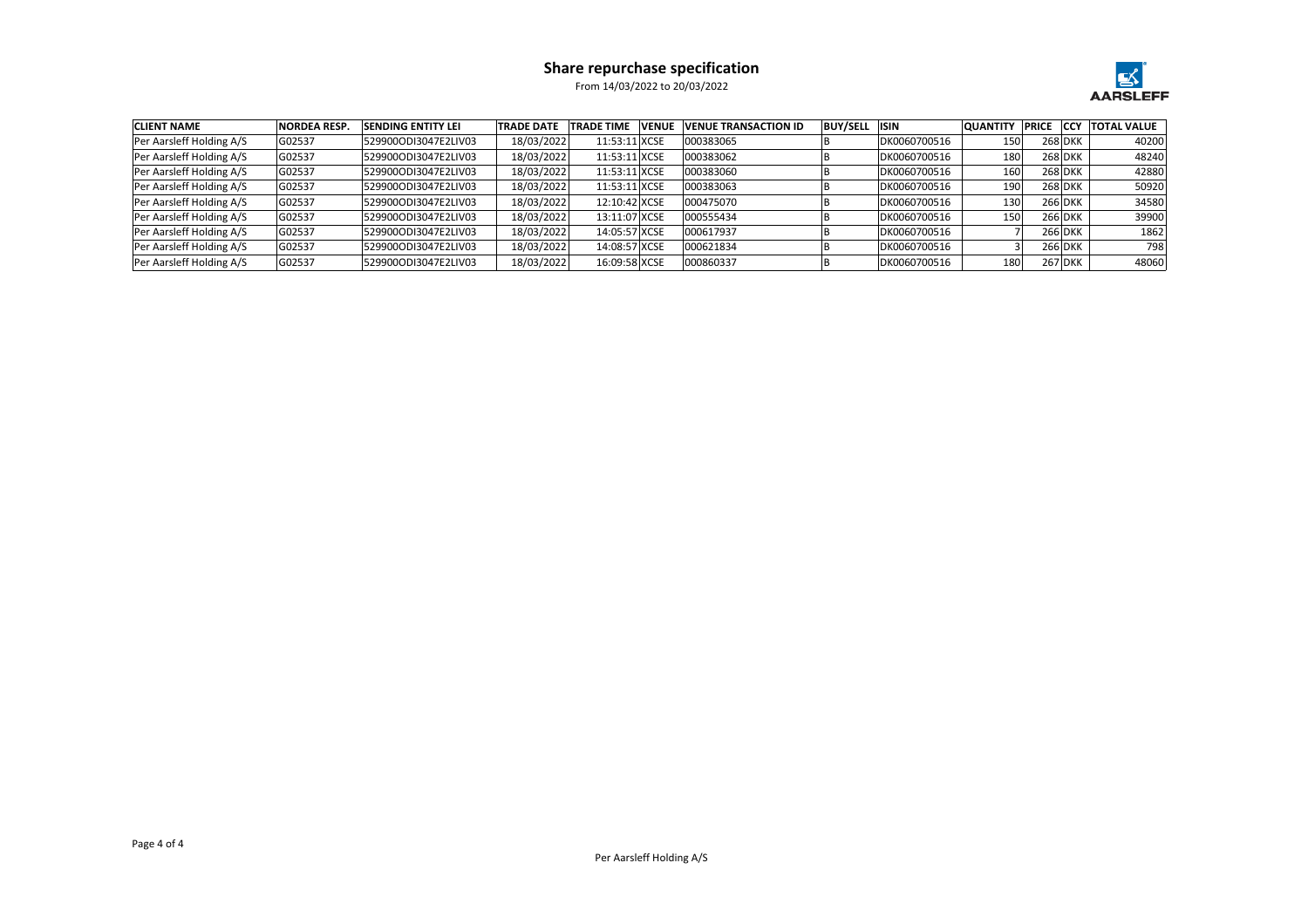# Share repurchase specification

From 14/03/2022 to 20/03/2022

AARSLEFF

| CLIENT NAME | NORDEA RESP. | SENDING ENTITY LEI | TRADE DATE | TRADE TIME | VENUE | VENUE TRANSACTION ID | BUY/SELL | ISIN | QUANTITY | PRICE | CCY | TOTAL VALUE |
|---|---|---|---|---|---|---|---|---|---|---|---|---|
| Per Aarsleff Holding A/S | G02537 | 529900ODI3047E2LIV03 | 18/03/2022 | 11:53:11 | XCSE | 000383065 | B | DK0060700516 | 150 | 268 | DKK | 40200 |
| Per Aarsleff Holding A/S | G02537 | 529900ODI3047E2LIV03 | 18/03/2022 | 11:53:11 | XCSE | 000383062 | B | DK0060700516 | 180 | 268 | DKK | 48240 |
| Per Aarsleff Holding A/S | G02537 | 529900ODI3047E2LIV03 | 18/03/2022 | 11:53:11 | XCSE | 000383060 | B | DK0060700516 | 160 | 268 | DKK | 42880 |
| Per Aarsleff Holding A/S | G02537 | 529900ODI3047E2LIV03 | 18/03/2022 | 11:53:11 | XCSE | 000383063 | B | DK0060700516 | 190 | 268 | DKK | 50920 |
| Per Aarsleff Holding A/S | G02537 | 529900ODI3047E2LIV03 | 18/03/2022 | 12:10:42 | XCSE | 000475070 | B | DK0060700516 | 130 | 266 | DKK | 34580 |
| Per Aarsleff Holding A/S | G02537 | 529900ODI3047E2LIV03 | 18/03/2022 | 13:11:07 | XCSE | 000555434 | B | DK0060700516 | 150 | 266 | DKK | 39900 |
| Per Aarsleff Holding A/S | G02537 | 529900ODI3047E2LIV03 | 18/03/2022 | 14:05:57 | XCSE | 000617937 | B | DK0060700516 | 7 | 266 | DKK | 1862 |
| Per Aarsleff Holding A/S | G02537 | 529900ODI3047E2LIV03 | 18/03/2022 | 14:08:57 | XCSE | 000621834 | B | DK0060700516 | 3 | 266 | DKK | 798 |
| Per Aarsleff Holding A/S | G02537 | 529900ODI3047E2LIV03 | 18/03/2022 | 16:09:58 | XCSE | 000860337 | B | DK0060700516 | 180 | 267 | DKK | 48060 |